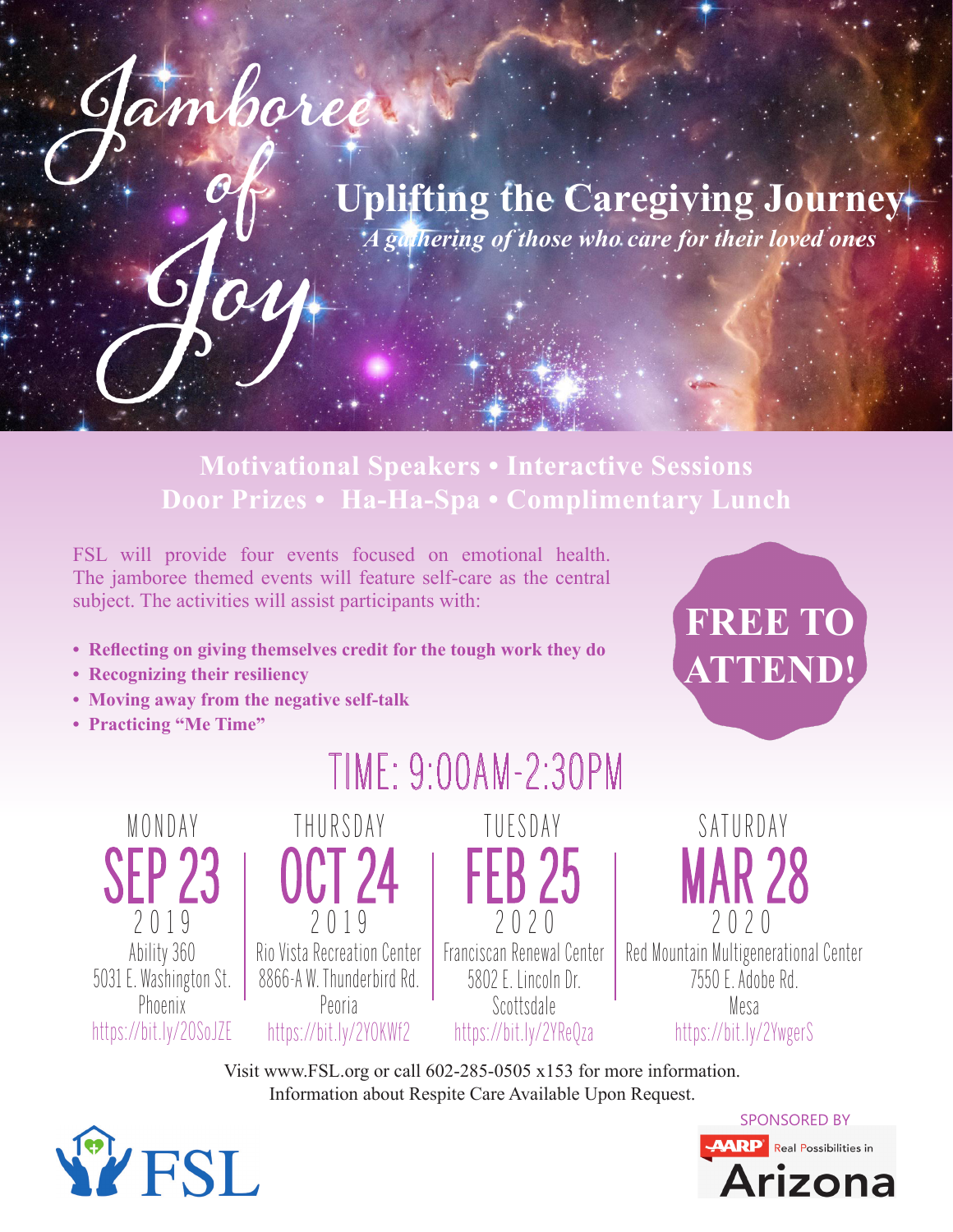# Jamboree of Joy

## Uplifting the Caregiving Journey

*A gathering of those who care for their loved ones*

**Motivational Speakers • Interactive Sessions**
**Door Prizes • Ha-Ha-Spa • Complimentary Lunch**

FSL will provide four events focused on emotional health. The jamboree themed events will feature self-care as the central subject. The activities will assist participants with:

- **Reflecting on giving themselves credit for the tough work they do**
- **Recognizing their resiliency**
- **Moving away from the negative self-talk**
- **Practicing "Me Time"**

**FREE TO ATTEND!**

## TIME: 9:00AM-2:30PM

| MONDAY | THURSDAY | TUESDAY | SATURDAY |
| --- | --- | --- | --- |
| **SEP 23** 2019 | **OCT 24** 2019 | **FEB 25** 2020 | **MAR 28** 2020 |
| Ability 360<br>5031 E. Washington St.<br>Phoenix | Rio Vista Recreation Center<br>8866-A W. Thunderbird Rd.<br>Peoria | Franciscan Renewal Center<br>5802 E. Lincoln Dr.<br>Scottsdale | Red Mountain Multigenerational Center<br>7550 E. Adobe Rd.<br>Mesa |
| https://bit.ly/2OSoJZE | https://bit.ly/2YOKWf2 | https://bit.ly/2YReQza | https://bit.ly/2YwgerS |

Visit www.FSL.org or call 602-285-0505 x153 for more information.
Information about Respite Care Available Upon Request.

FSL

SPONSORED BY
AARP Real Possibilities in Arizona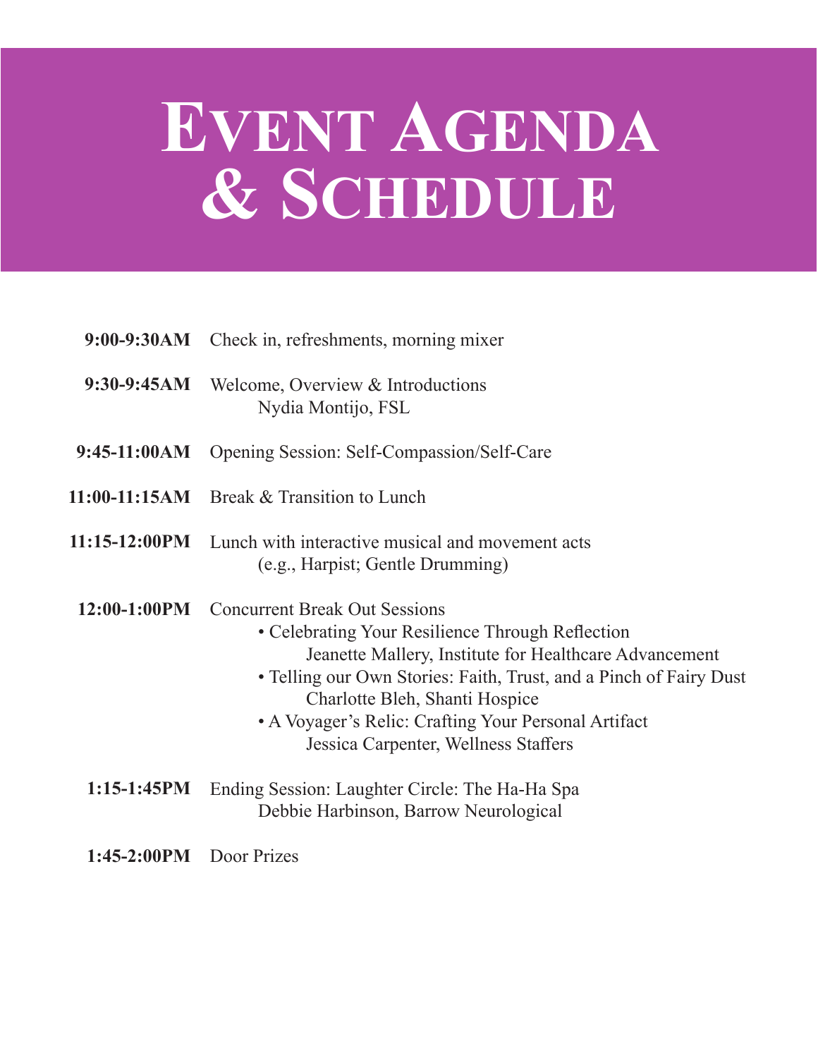# Event Agenda & Schedule

**9:00-9:30AM** Check in, refreshments, morning mixer

**9:30-9:45AM** Welcome, Overview & Introductions
Nydia Montijo, FSL

**9:45-11:00AM** Opening Session: Self-Compassion/Self-Care

**11:00-11:15AM** Break & Transition to Lunch

**11:15-12:00PM** Lunch with interactive musical and movement acts
(e.g., Harpist; Gentle Drumming)

**12:00-1:00PM** Concurrent Break Out Sessions

- Celebrating Your Resilience Through Reflection
  Jeanette Mallery, Institute for Healthcare Advancement
- Telling our Own Stories: Faith, Trust, and a Pinch of Fairy Dust
  Charlotte Bleh, Shanti Hospice
- A Voyager's Relic: Crafting Your Personal Artifact
  Jessica Carpenter, Wellness Staffers

**1:15-1:45PM** Ending Session: Laughter Circle: The Ha-Ha Spa
Debbie Harbinson, Barrow Neurological

**1:45-2:00PM** Door Prizes